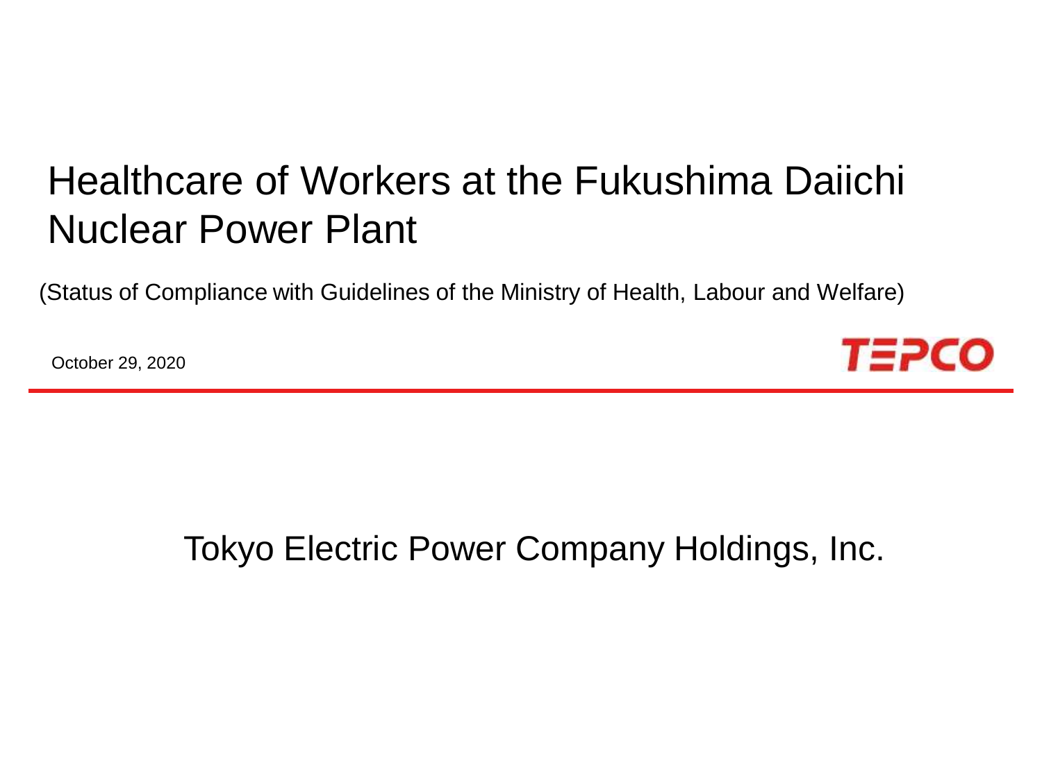# Healthcare of Workers at the Fukushima Daiichi Nuclear Power Plant

(Status of Compliance with Guidelines of the Ministry of Health, Labour and Welfare)

October 29, 2020

TEPCO

Tokyo Electric Power Company Holdings, Inc.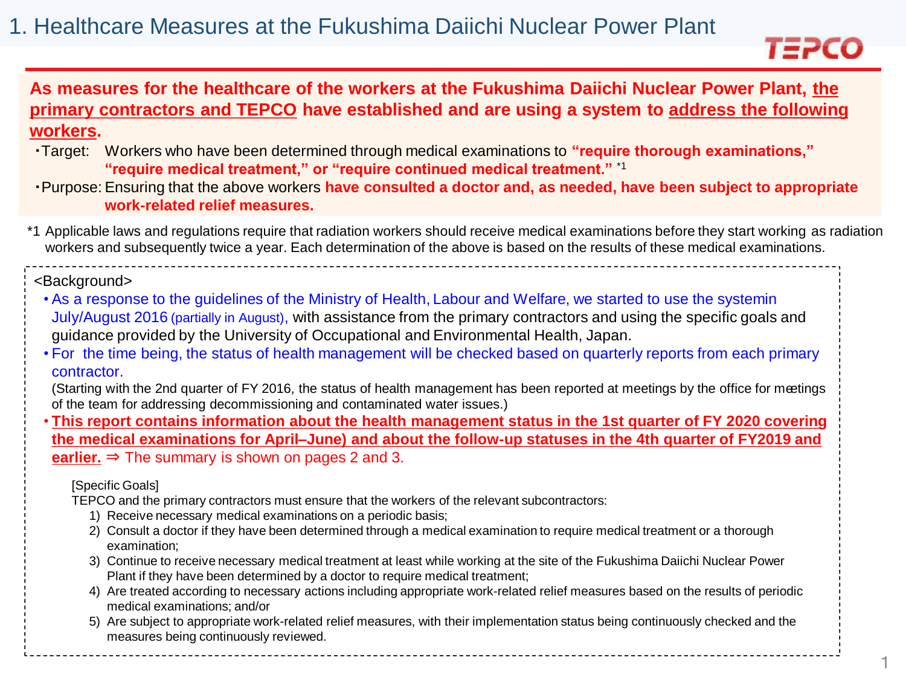# 1. Healthcare Measures at the Fukushima Daiichi Nuclear Power Plant

**As measures for the healthcare of the workers at the Fukushima Daiichi Nuclear Power Plant, the primary contractors and TEPCO have established and are using a system to address the following workers.**

- Target: Workers who have been determined through medical examinations to **"require thorough examinations," "require medical treatment," or "require continued medical treatment."** *1
- Purpose: Ensuring that the above workers **have consulted a doctor and, as needed, have been subject to appropriate work-related relief measures.**

*1 Applicable laws and regulations require that radiation workers should receive medical examinations before they start working as radiation workers and subsequently twice a year. Each determination of the above is based on the results of these medical examinations.

<Background>

- As a response to the guidelines of the Ministry of Health, Labour and Welfare, we started to use the systemin July/August 2016 (partially in August), with assistance from the primary contractors and using the specific goals and guidance provided by the University of Occupational and Environmental Health, Japan.
- For the time being, the status of health management will be checked based on quarterly reports from each primary contractor.
  (Starting with the 2nd quarter of FY 2016, the status of health management has been reported at meetings by the office for meetings of the team for addressing decommissioning and contaminated water issues.)
- **This report contains information about the health management status in the 1st quarter of FY 2020 covering the medical examinations for April–June) and about the follow-up statuses in the 4th quarter of FY2019 and earlier.** ⇒ The summary is shown on pages 2 and 3.

[Specific Goals]

TEPCO and the primary contractors must ensure that the workers of the relevant subcontractors:

1) Receive necessary medical examinations on a periodic basis;
2) Consult a doctor if they have been determined through a medical examination to require medical treatment or a thorough examination;
3) Continue to receive necessary medical treatment at least while working at the site of the Fukushima Daiichi Nuclear Power Plant if they have been determined by a doctor to require medical treatment;
4) Are treated according to necessary actions including appropriate work-related relief measures based on the results of periodic medical examinations; and/or
5) Are subject to appropriate work-related relief measures, with their implementation status being continuously checked and the measures being continuously reviewed.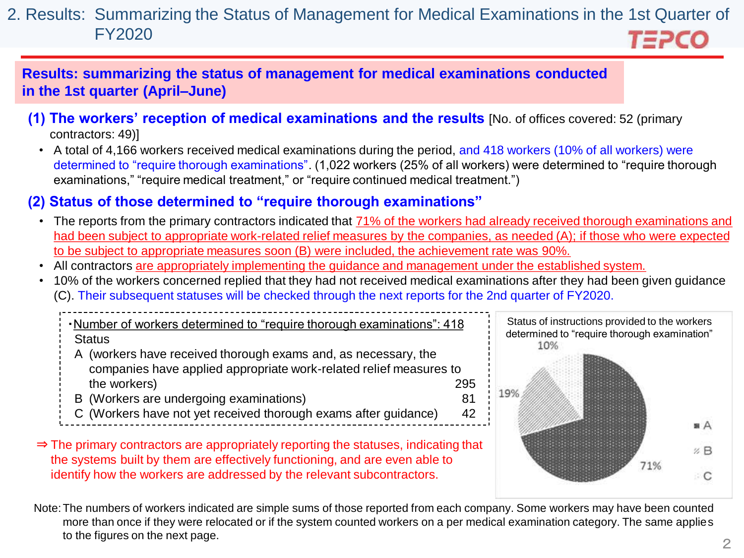# 2. Results: Summarizing the Status of Management for Medical Examinations in the 1st Quarter of FY2020

**Results: summarizing the status of management for medical examinations conducted in the 1st quarter (April–June)**

## (1) The workers' reception of medical examinations and the results [No. of offices covered: 52 (primary contractors: 49)]

- A total of 4,166 workers received medical examinations during the period, and 418 workers (10% of all workers) were determined to "require thorough examinations". (1,022 workers (25% of all workers) were determined to "require thorough examinations," "require medical treatment," or "require continued medical treatment.")

## (2) Status of those determined to "require thorough examinations"

- The reports from the primary contractors indicated that 71% of the workers had already received thorough examinations and had been subject to appropriate work-related relief measures by the companies, as needed (A); if those who were expected to be subject to appropriate measures soon (B) were included, the achievement rate was 90%.
- All contractors are appropriately implementing the guidance and management under the established system.
- 10% of the workers concerned replied that they had not received medical examinations after they had been given guidance (C). Their subsequent statuses will be checked through the next reports for the 2nd quarter of FY2020.

・Number of workers determined to "require thorough examinations": 418

| Status | |
|---|---|
| A (workers have received thorough exams and, as necessary, the companies have applied appropriate work-related relief measures to the workers) | 295 |
| B (Workers are undergoing examinations) | 81 |
| C (Workers have not yet received thorough exams after guidance) | 42 |

Status of instructions provided to the workers determined to "require thorough examination"

| | |
|---|---|
| A | 71% |
| B | 19% |
| C | 10% |

⇒ The primary contractors are appropriately reporting the statuses, indicating that the systems built by them are effectively functioning, and are even able to identify how the workers are addressed by the relevant subcontractors.

Note: The numbers of workers indicated are simple sums of those reported from each company. Some workers may have been counted more than once if they were relocated or if the system counted workers on a per medical examination category. The same applies to the figures on the next page.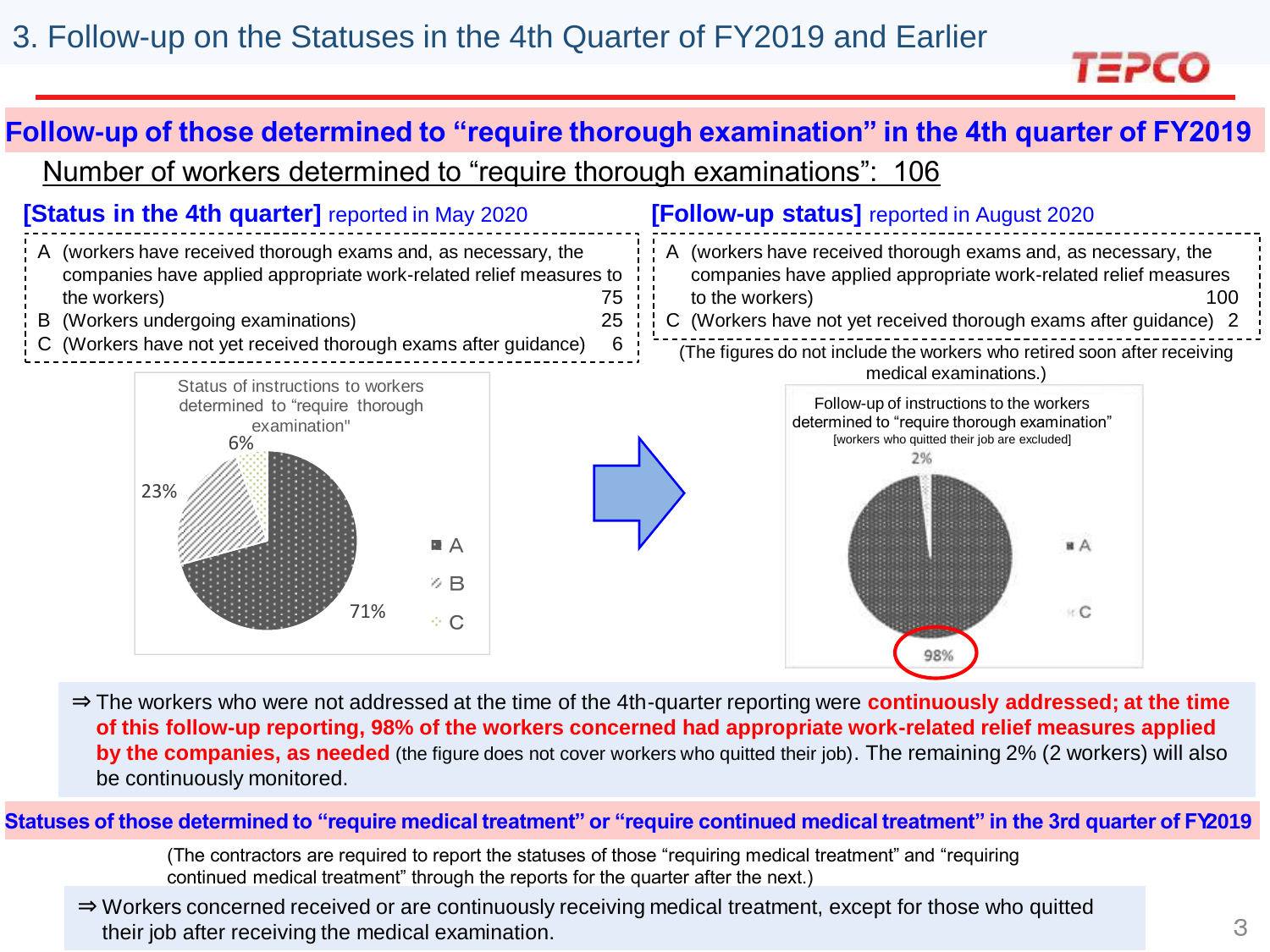# 3. Follow-up on the Statuses in the 4th Quarter of FY2019 and Earlier

## Follow-up of those determined to “require thorough examination” in the 4th quarter of FY2019

Number of workers determined to “require thorough examinations”: 106

**[Status in the 4th quarter]** reported in May 2020

- A (workers have received thorough exams and, as necessary, the companies have applied appropriate work-related relief measures to the workers) 75
- B (Workers undergoing examinations) 25
- C (Workers have not yet received thorough exams after guidance) 6

Status of instructions to workers determined to “require thorough examination"

6%
23%
71%
A
B
C

**[Follow-up status]** reported in August 2020

- A (workers have received thorough exams and, as necessary, the companies have applied appropriate work-related relief measures to the workers) 100
- C (Workers have not yet received thorough exams after guidance) 2

(The figures do not include the workers who retired soon after receiving medical examinations.)

Follow-up of instructions to the workers determined to “require thorough examination”
[workers who quitted their job are excluded]

2%
98%
A
C

⇒ The workers who were not addressed at the time of the 4th-quarter reporting were **continuously addressed; at the time of this follow-up reporting, 98% of the workers concerned had appropriate work-related relief measures applied by the companies, as needed** (the figure does not cover workers who quitted their job). The remaining 2% (2 workers) will also be continuously monitored.

## Statuses of those determined to “require medical treatment” or “require continued medical treatment” in the 3rd quarter of FY2019

(The contractors are required to report the statuses of those “requiring medical treatment” and “requiring continued medical treatment” through the reports for the quarter after the next.)

⇒ Workers concerned received or are continuously receiving medical treatment, except for those who quitted their job after receiving the medical examination.